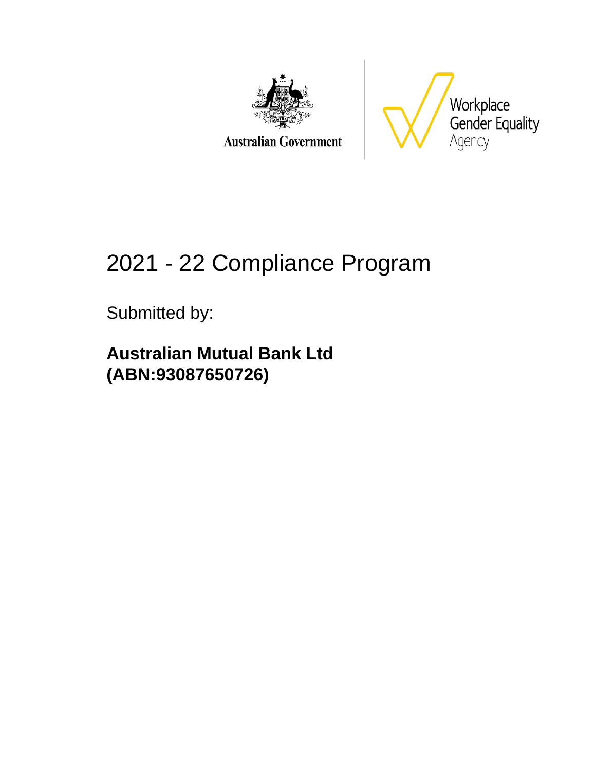Australian Government

Workplace Gender Equality Agency

# 2021 - 22 Compliance Program

Submitted by:

**Australian Mutual Bank Ltd (ABN:93087650726)**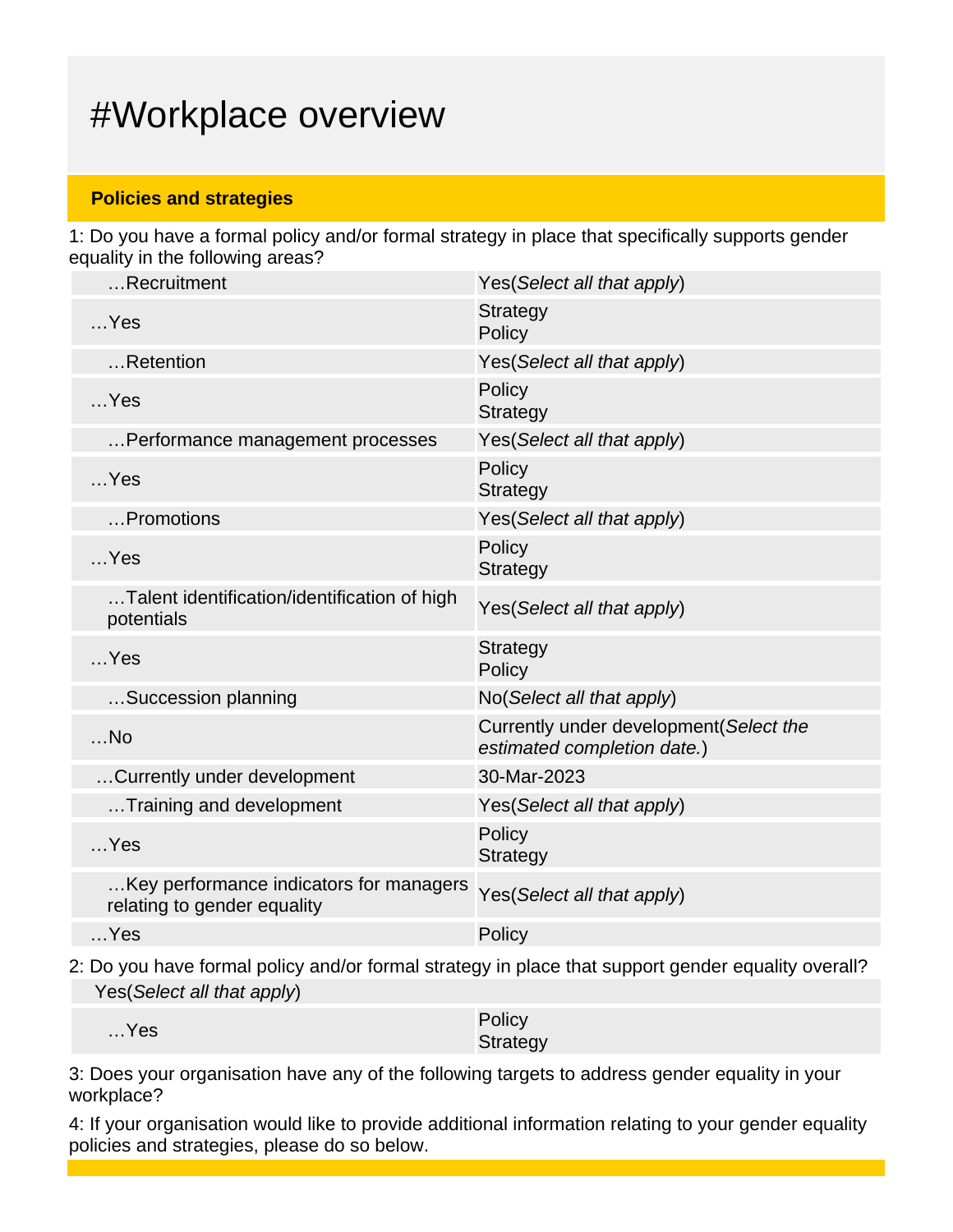# #Workplace overview

**Policies and strategies**

1: Do you have a formal policy and/or formal strategy in place that specifically supports gender equality in the following areas?

| | |
|---|---|
| …Recruitment | Yes(*Select all that apply*) |
| …Yes | Strategy<br>Policy |
| …Retention | Yes(*Select all that apply*) |
| …Yes | Policy<br>Strategy |
| …Performance management processes | Yes(*Select all that apply*) |
| …Yes | Policy<br>Strategy |
| …Promotions | Yes(*Select all that apply*) |
| …Yes | Policy<br>Strategy |
| …Talent identification/identification of high potentials | Yes(*Select all that apply*) |
| …Yes | Strategy<br>Policy |
| …Succession planning | No(*Select all that apply*) |
| …No | Currently under development(*Select the estimated completion date.*) |
| …Currently under development | 30-Mar-2023 |
| …Training and development | Yes(*Select all that apply*) |
| …Yes | Policy<br>Strategy |
| …Key performance indicators for managers relating to gender equality | Yes(*Select all that apply*) |
| …Yes | Policy |

2: Do you have formal policy and/or formal strategy in place that support gender equality overall?

| | |
|---|---|
| Yes(*Select all that apply*) | |
| …Yes | Policy<br>Strategy |

3: Does your organisation have any of the following targets to address gender equality in your workplace?

4: If your organisation would like to provide additional information relating to your gender equality policies and strategies, please do so below.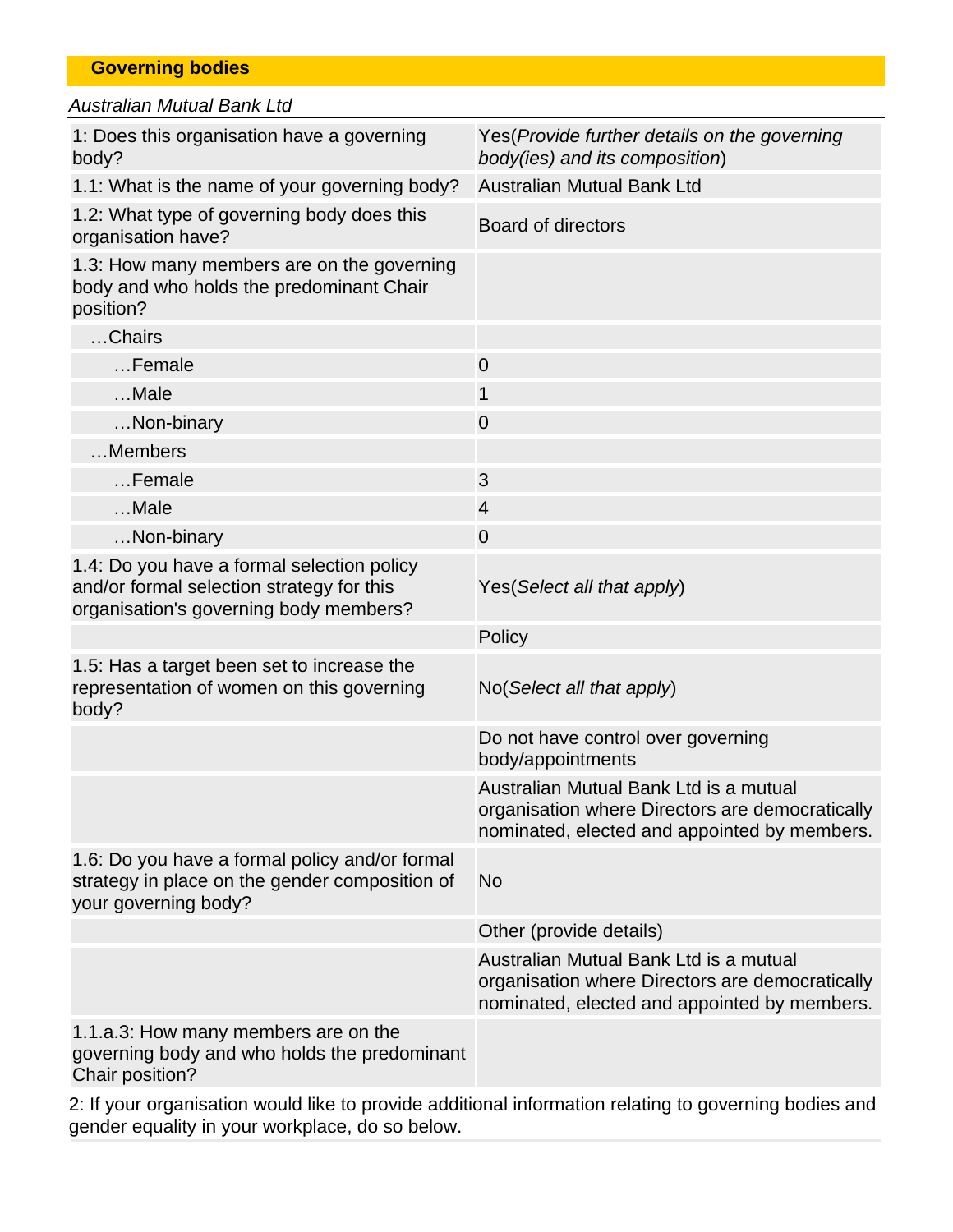## Governing bodies

*Australian Mutual Bank Ltd*

| | |
|---|---|
| 1: Does this organisation have a governing body? | Yes(*Provide further details on the governing body(ies) and its composition*) |
| 1.1: What is the name of your governing body? | Australian Mutual Bank Ltd |
| 1.2: What type of governing body does this organisation have? | Board of directors |
| 1.3: How many members are on the governing body and who holds the predominant Chair position? | |
| …Chairs | |
| …Female | 0 |
| …Male | 1 |
| …Non-binary | 0 |
| …Members | |
| …Female | 3 |
| …Male | 4 |
| …Non-binary | 0 |
| 1.4: Do you have a formal selection policy and/or formal selection strategy for this organisation's governing body members? | Yes(*Select all that apply*) |
| | Policy |
| 1.5: Has a target been set to increase the representation of women on this governing body? | No(*Select all that apply*) |
| | Do not have control over governing body/appointments |
| | Australian Mutual Bank Ltd is a mutual organisation where Directors are democratically nominated, elected and appointed by members. |
| 1.6: Do you have a formal policy and/or formal strategy in place on the gender composition of your governing body? | No |
| | Other (provide details) |
| | Australian Mutual Bank Ltd is a mutual organisation where Directors are democratically nominated, elected and appointed by members. |
| 1.1.a.3: How many members are on the governing body and who holds the predominant Chair position? | |

2: If your organisation would like to provide additional information relating to governing bodies and gender equality in your workplace, do so below.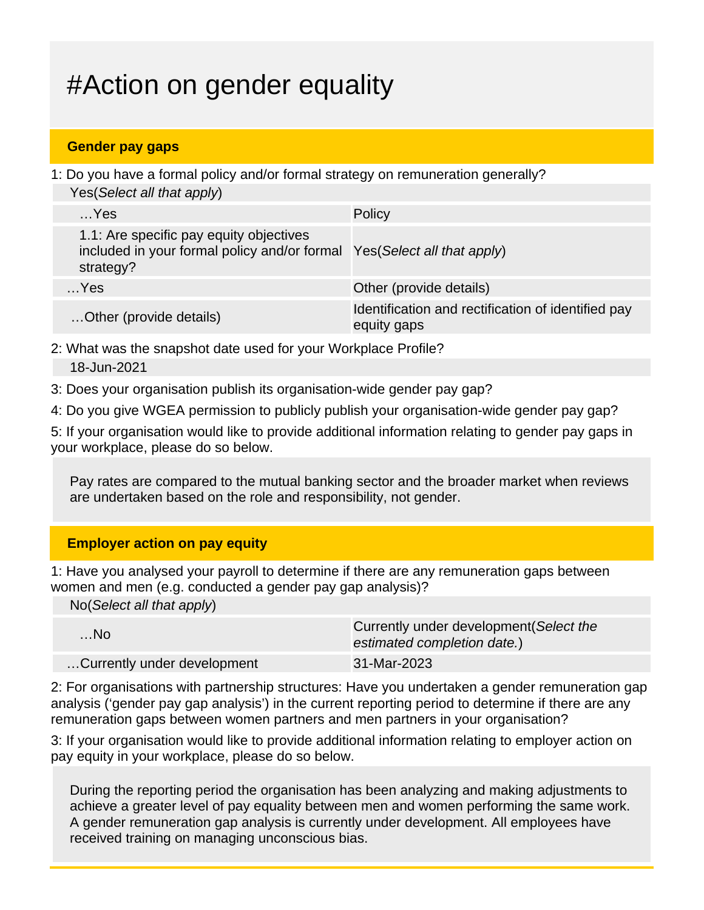# #Action on gender equality

## Gender pay gaps

1: Do you have a formal policy and/or formal strategy on remuneration generally?

Yes(*Select all that apply*)

| | |
|---|---|
| …Yes | Policy |
| 1.1: Are specific pay equity objectives included in your formal policy and/or formal strategy? | Yes(*Select all that apply*) |
| …Yes | Other (provide details) |
| …Other (provide details) | Identification and rectification of identified pay equity gaps |

2: What was the snapshot date used for your Workplace Profile?

18-Jun-2021

3: Does your organisation publish its organisation-wide gender pay gap?

4: Do you give WGEA permission to publicly publish your organisation-wide gender pay gap?

5: If your organisation would like to provide additional information relating to gender pay gaps in your workplace, please do so below.

Pay rates are compared to the mutual banking sector and the broader market when reviews are undertaken based on the role and responsibility, not gender.

## Employer action on pay equity

1: Have you analysed your payroll to determine if there are any remuneration gaps between women and men (e.g. conducted a gender pay gap analysis)?

No(*Select all that apply*)

| | |
|---|---|
| …No | Currently under development(*Select the estimated completion date.*) |
| …Currently under development | 31-Mar-2023 |

2: For organisations with partnership structures: Have you undertaken a gender remuneration gap analysis ('gender pay gap analysis') in the current reporting period to determine if there are any remuneration gaps between women partners and men partners in your organisation?

3: If your organisation would like to provide additional information relating to employer action on pay equity in your workplace, please do so below.

During the reporting period the organisation has been analyzing and making adjustments to achieve a greater level of pay equality between men and women performing the same work. A gender remuneration gap analysis is currently under development. All employees have received training on managing unconscious bias.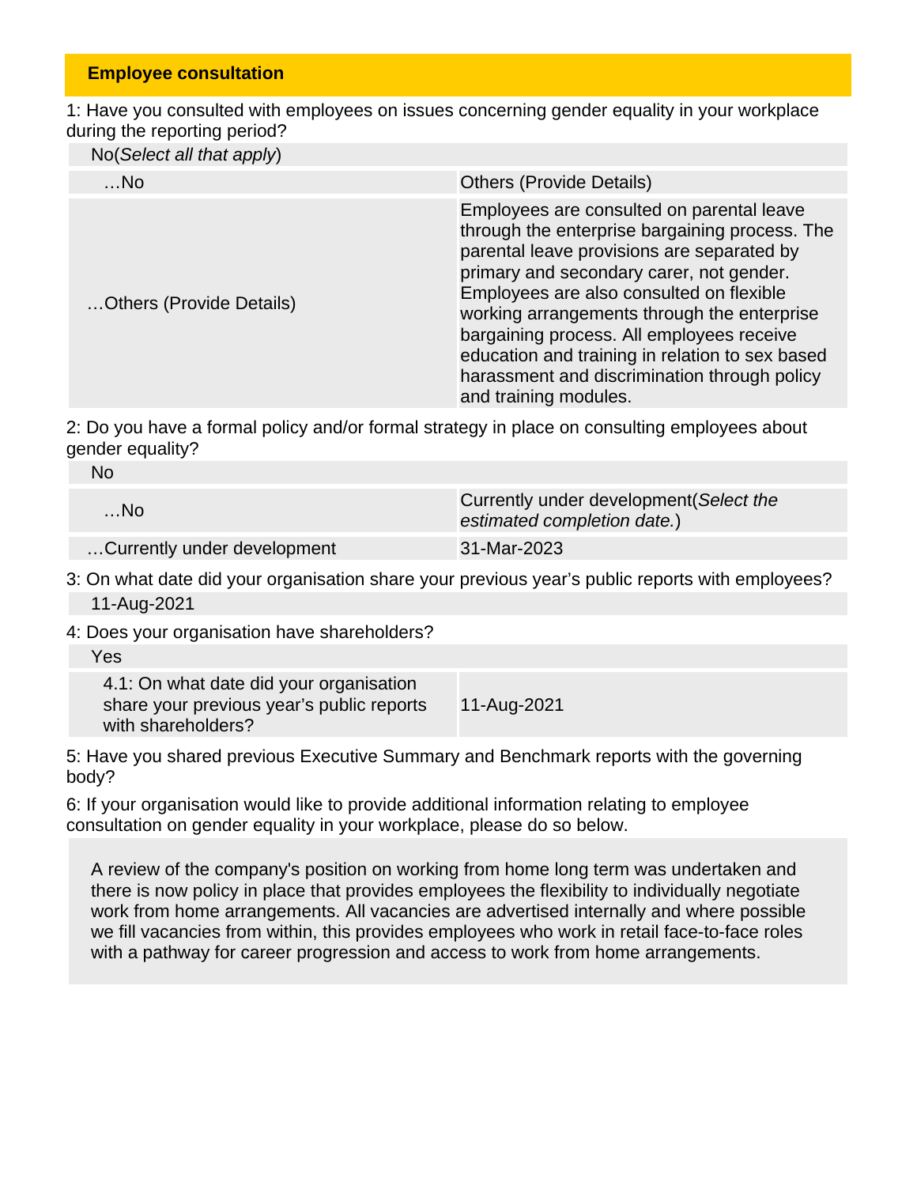## Employee consultation

1: Have you consulted with employees on issues concerning gender equality in your workplace during the reporting period?

No(*Select all that apply*)

| …No | Others (Provide Details) |
|---|---|
| …Others (Provide Details) | Employees are consulted on parental leave through the enterprise bargaining process. The parental leave provisions are separated by primary and secondary carer, not gender. Employees are also consulted on flexible working arrangements through the enterprise bargaining process. All employees receive education and training in relation to sex based harassment and discrimination through policy and training modules. |

2: Do you have a formal policy and/or formal strategy in place on consulting employees about gender equality?

No

| …No | Currently under development(*Select the estimated completion date.*) |
|---|---|
| …Currently under development | 31-Mar-2023 |

3: On what date did your organisation share your previous year's public reports with employees?

11-Aug-2021

4: Does your organisation have shareholders?

Yes

| 4.1: On what date did your organisation share your previous year's public reports with shareholders? | 11-Aug-2021 |
|---|---|

5: Have you shared previous Executive Summary and Benchmark reports with the governing body?

6: If your organisation would like to provide additional information relating to employee consultation on gender equality in your workplace, please do so below.

A review of the company's position on working from home long term was undertaken and there is now policy in place that provides employees the flexibility to individually negotiate work from home arrangements. All vacancies are advertised internally and where possible we fill vacancies from within, this provides employees who work in retail face-to-face roles with a pathway for career progression and access to work from home arrangements.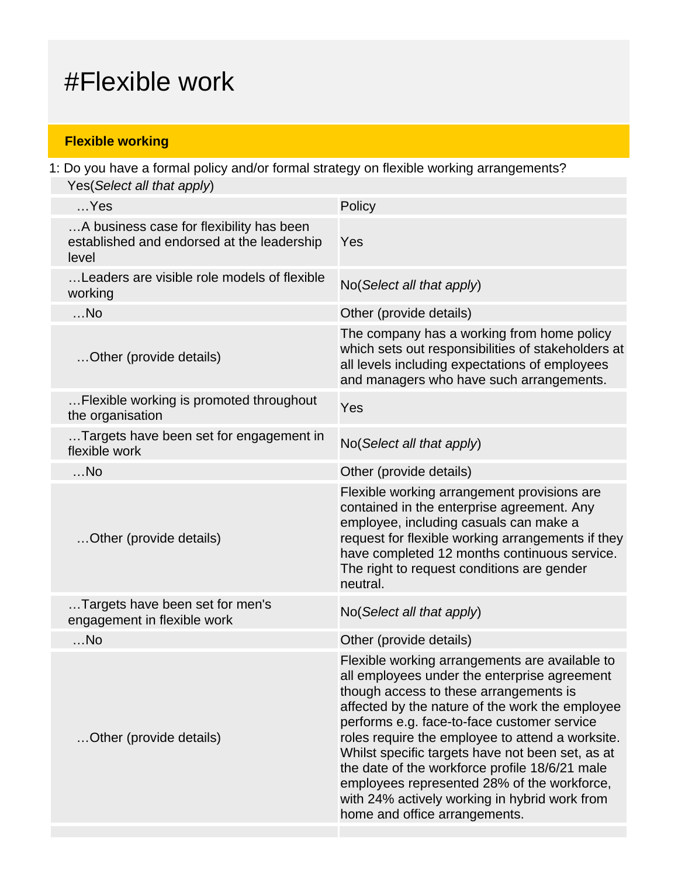# #Flexible work

## Flexible working

1: Do you have a formal policy and/or formal strategy on flexible working arrangements?

| Yes(*Select all that apply*) | |
|---|---|
| …Yes | Policy |
| …A business case for flexibility has been established and endorsed at the leadership level | Yes |
| …Leaders are visible role models of flexible working | No(*Select all that apply*) |
| …No | Other (provide details) |
| …Other (provide details) | The company has a working from home policy which sets out responsibilities of stakeholders at all levels including expectations of employees and managers who have such arrangements. |
| …Flexible working is promoted throughout the organisation | Yes |
| …Targets have been set for engagement in flexible work | No(*Select all that apply*) |
| …No | Other (provide details) |
| …Other (provide details) | Flexible working arrangement provisions are contained in the enterprise agreement. Any employee, including casuals can make a request for flexible working arrangements if they have completed 12 months continuous service. The right to request conditions are gender neutral. |
| …Targets have been set for men's engagement in flexible work | No(*Select all that apply*) |
| …No | Other (provide details) |
| …Other (provide details) | Flexible working arrangements are available to all employees under the enterprise agreement though access to these arrangements is affected by the nature of the work the employee performs e.g. face-to-face customer service roles require the employee to attend a worksite. Whilst specific targets have not been set, as at the date of the workforce profile 18/6/21 male employees represented 28% of the workforce, with 24% actively working in hybrid work from home and office arrangements. |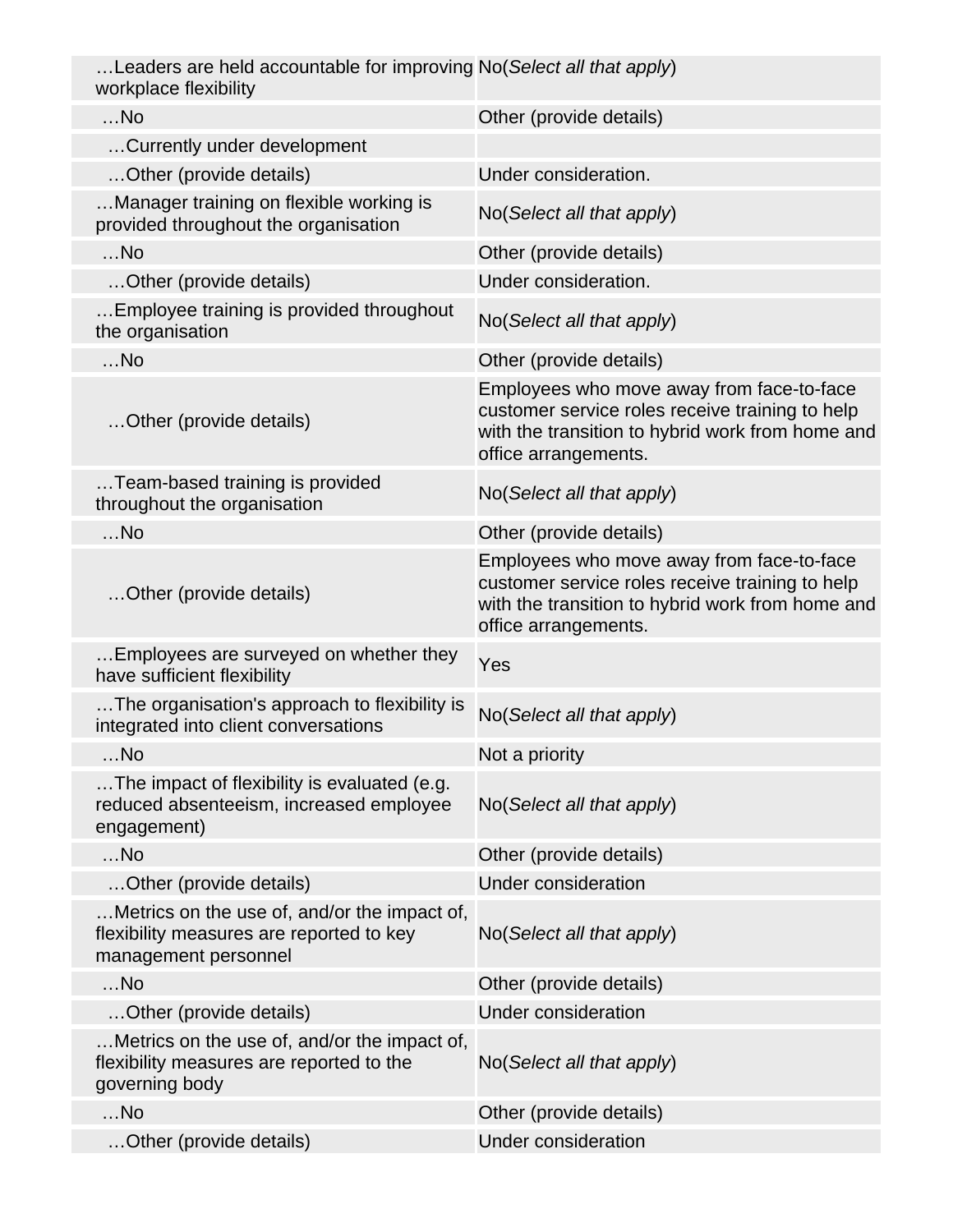| | |
|---|---|
| …Leaders are held accountable for improving workplace flexibility | No(*Select all that apply*) |
| …No | Other (provide details) |
| …Currently under development | |
| …Other (provide details) | Under consideration. |
| …Manager training on flexible working is provided throughout the organisation | No(*Select all that apply*) |
| …No | Other (provide details) |
| …Other (provide details) | Under consideration. |
| …Employee training is provided throughout the organisation | No(*Select all that apply*) |
| …No | Other (provide details) |
| …Other (provide details) | Employees who move away from face-to-face customer service roles receive training to help with the transition to hybrid work from home and office arrangements. |
| …Team-based training is provided throughout the organisation | No(*Select all that apply*) |
| …No | Other (provide details) |
| …Other (provide details) | Employees who move away from face-to-face customer service roles receive training to help with the transition to hybrid work from home and office arrangements. |
| …Employees are surveyed on whether they have sufficient flexibility | Yes |
| …The organisation's approach to flexibility is integrated into client conversations | No(*Select all that apply*) |
| …No | Not a priority |
| …The impact of flexibility is evaluated (e.g. reduced absenteeism, increased employee engagement) | No(*Select all that apply*) |
| …No | Other (provide details) |
| …Other (provide details) | Under consideration |
| …Metrics on the use of, and/or the impact of, flexibility measures are reported to key management personnel | No(*Select all that apply*) |
| …No | Other (provide details) |
| …Other (provide details) | Under consideration |
| …Metrics on the use of, and/or the impact of, flexibility measures are reported to the governing body | No(*Select all that apply*) |
| …No | Other (provide details) |
| …Other (provide details) | Under consideration |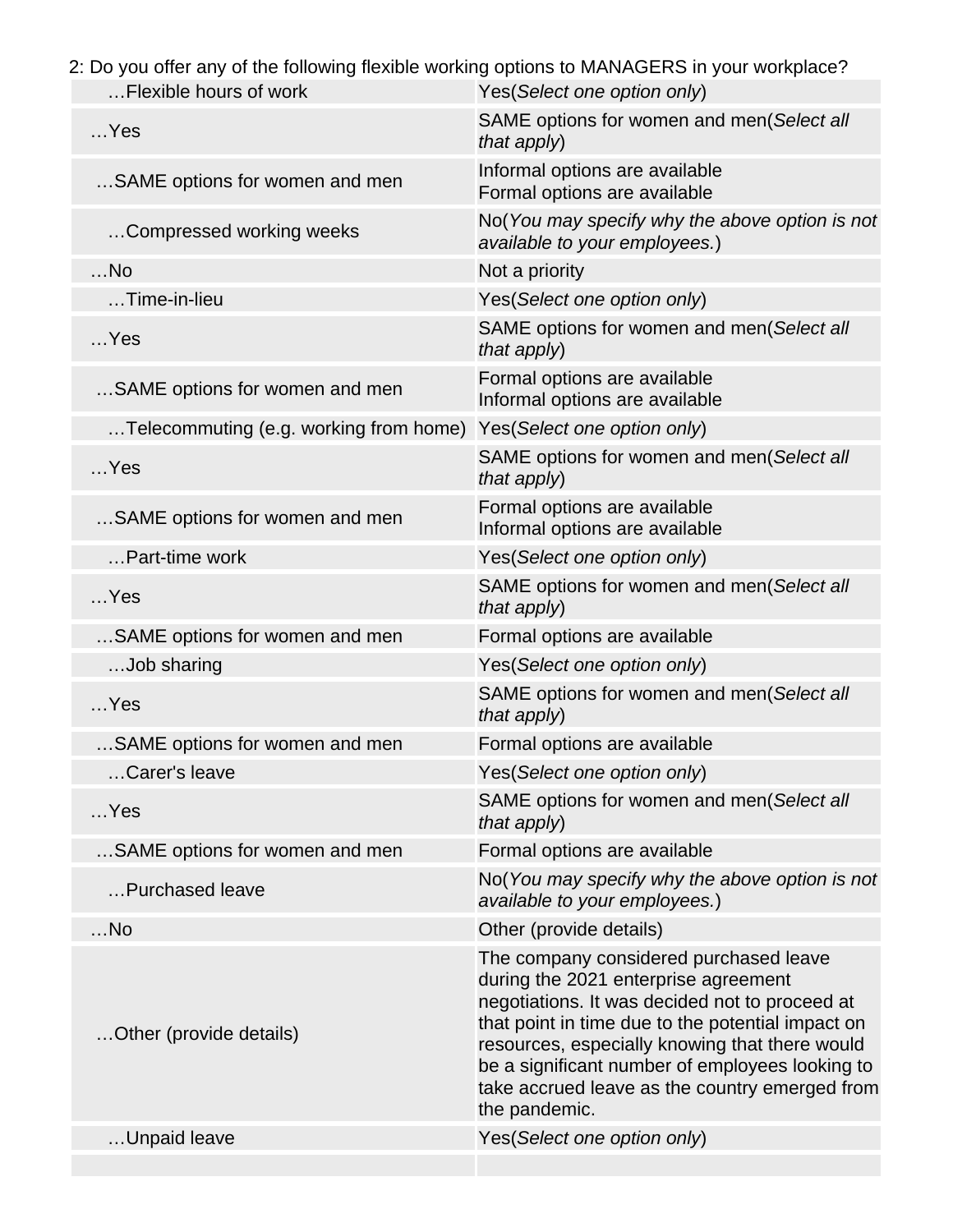2: Do you offer any of the following flexible working options to MANAGERS in your workplace?

| | |
|---|---|
| …Flexible hours of work | Yes(*Select one option only*) |
| …Yes | SAME options for women and men(*Select all that apply*) |
| …SAME options for women and men | Informal options are available<br>Formal options are available |
| …Compressed working weeks | No(*You may specify why the above option is not available to your employees.*) |
| …No | Not a priority |
| …Time-in-lieu | Yes(*Select one option only*) |
| …Yes | SAME options for women and men(*Select all that apply*) |
| …SAME options for women and men | Formal options are available<br>Informal options are available |
| …Telecommuting (e.g. working from home) | Yes(*Select one option only*) |
| …Yes | SAME options for women and men(*Select all that apply*) |
| …SAME options for women and men | Formal options are available<br>Informal options are available |
| …Part-time work | Yes(*Select one option only*) |
| …Yes | SAME options for women and men(*Select all that apply*) |
| …SAME options for women and men | Formal options are available |
| …Job sharing | Yes(*Select one option only*) |
| …Yes | SAME options for women and men(*Select all that apply*) |
| …SAME options for women and men | Formal options are available |
| …Carer's leave | Yes(*Select one option only*) |
| …Yes | SAME options for women and men(*Select all that apply*) |
| …SAME options for women and men | Formal options are available |
| …Purchased leave | No(*You may specify why the above option is not available to your employees.*) |
| …No | Other (provide details) |
| …Other (provide details) | The company considered purchased leave during the 2021 enterprise agreement negotiations. It was decided not to proceed at that point in time due to the potential impact on resources, especially knowing that there would be a significant number of employees looking to take accrued leave as the country emerged from the pandemic. |
| …Unpaid leave | Yes(*Select one option only*) |
| | |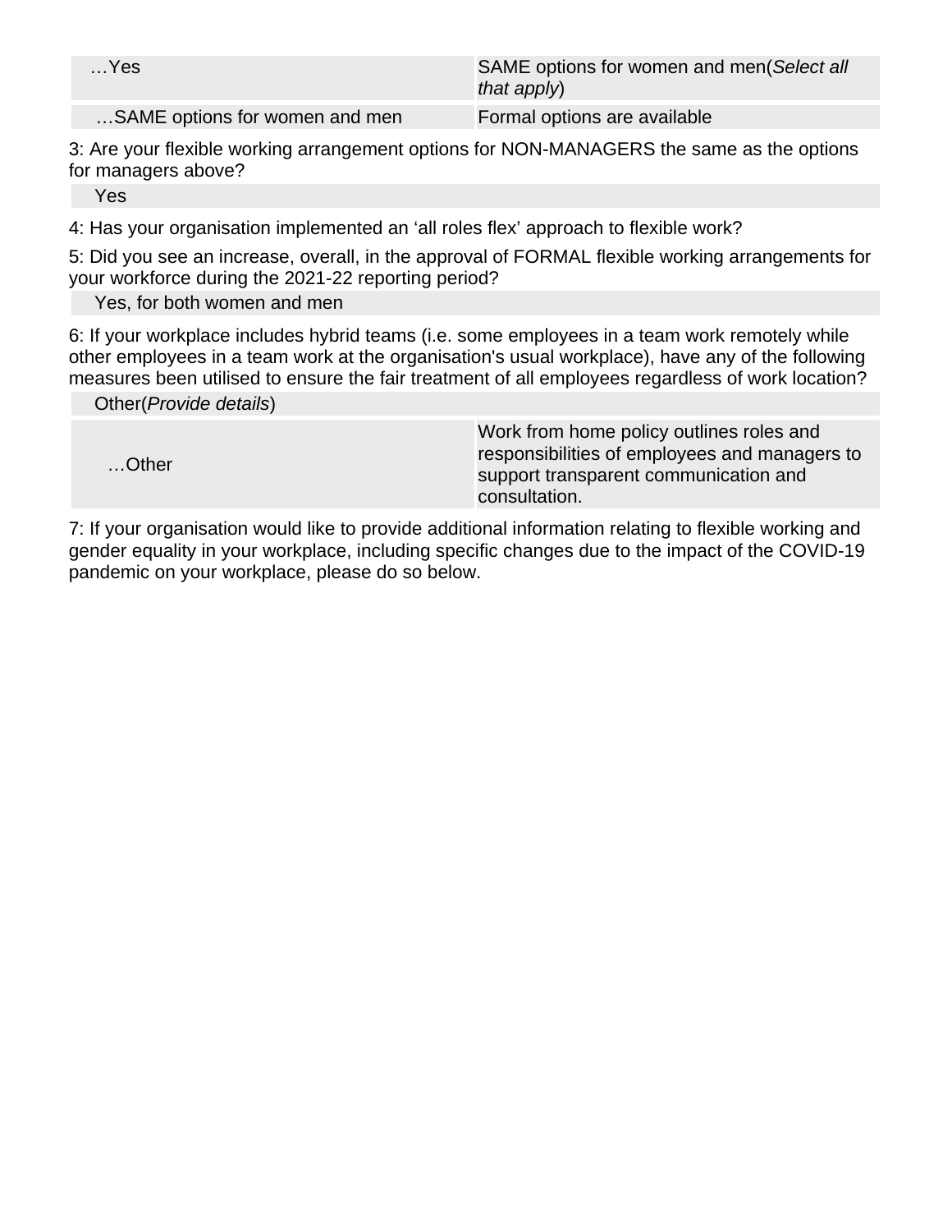| …Yes | SAME options for women and men(*Select all that apply*) |
|---|---|
| …SAME options for women and men | Formal options are available |

3: Are your flexible working arrangement options for NON-MANAGERS the same as the options for managers above?

| Yes |
|---|

4: Has your organisation implemented an ‘all roles flex’ approach to flexible work?

5: Did you see an increase, overall, in the approval of FORMAL flexible working arrangements for your workforce during the 2021-22 reporting period?

| Yes, for both women and men |
|---|

6: If your workplace includes hybrid teams (i.e. some employees in a team work remotely while other employees in a team work at the organisation's usual workplace), have any of the following measures been utilised to ensure the fair treatment of all employees regardless of work location?

| Other(*Provide details*) | |
|---|---|
| …Other | Work from home policy outlines roles and responsibilities of employees and managers to support transparent communication and consultation. |

7: If your organisation would like to provide additional information relating to flexible working and gender equality in your workplace, including specific changes due to the impact of the COVID-19 pandemic on your workplace, please do so below.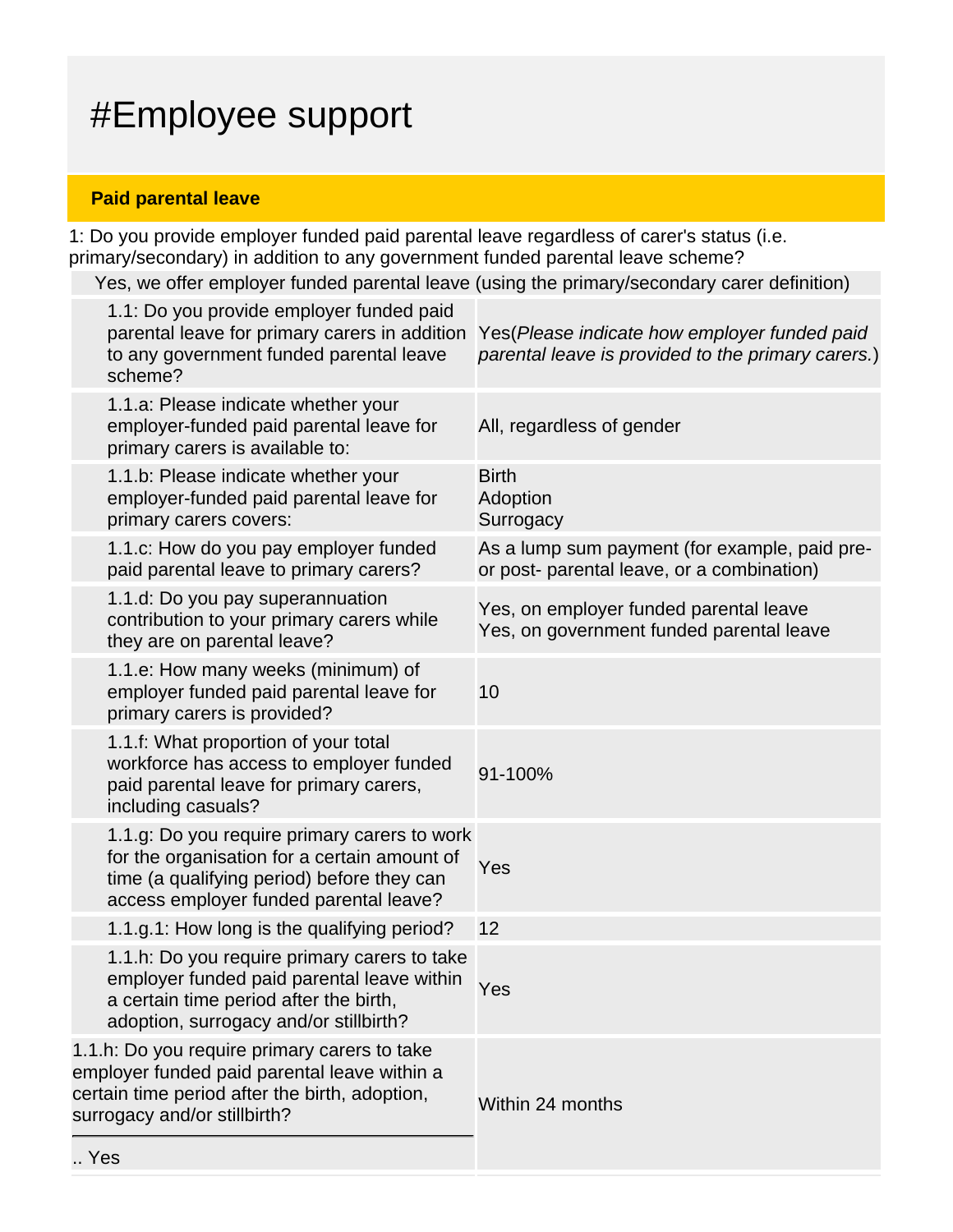# #Employee support

**Paid parental leave**

1: Do you provide employer funded paid parental leave regardless of carer's status (i.e. primary/secondary) in addition to any government funded parental leave scheme?

Yes, we offer employer funded parental leave (using the primary/secondary carer definition)

| Question | Answer |
|---|---|
| 1.1: Do you provide employer funded paid parental leave for primary carers in addition to any government funded parental leave scheme? | Yes(*Please indicate how employer funded paid parental leave is provided to the primary carers.*) |
| 1.1.a: Please indicate whether your employer-funded paid parental leave for primary carers is available to: | All, regardless of gender |
| 1.1.b: Please indicate whether your employer-funded paid parental leave for primary carers covers: | Birth<br>Adoption<br>Surrogacy |
| 1.1.c: How do you pay employer funded paid parental leave to primary carers? | As a lump sum payment (for example, paid pre- or post- parental leave, or a combination) |
| 1.1.d: Do you pay superannuation contribution to your primary carers while they are on parental leave? | Yes, on employer funded parental leave<br>Yes, on government funded parental leave |
| 1.1.e: How many weeks (minimum) of employer funded paid parental leave for primary carers is provided? | 10 |
| 1.1.f: What proportion of your total workforce has access to employer funded paid parental leave for primary carers, including casuals? | 91-100% |
| 1.1.g: Do you require primary carers to work for the organisation for a certain amount of time (a qualifying period) before they can access employer funded parental leave? | Yes |
| 1.1.g.1: How long is the qualifying period? | 12 |
| 1.1.h: Do you require primary carers to take employer funded paid parental leave within a certain time period after the birth, adoption, surrogacy and/or stillbirth? | Yes |
| 1.1.h: Do you require primary carers to take employer funded paid parental leave within a certain time period after the birth, adoption, surrogacy and/or stillbirth?<br>.. Yes | Within 24 months |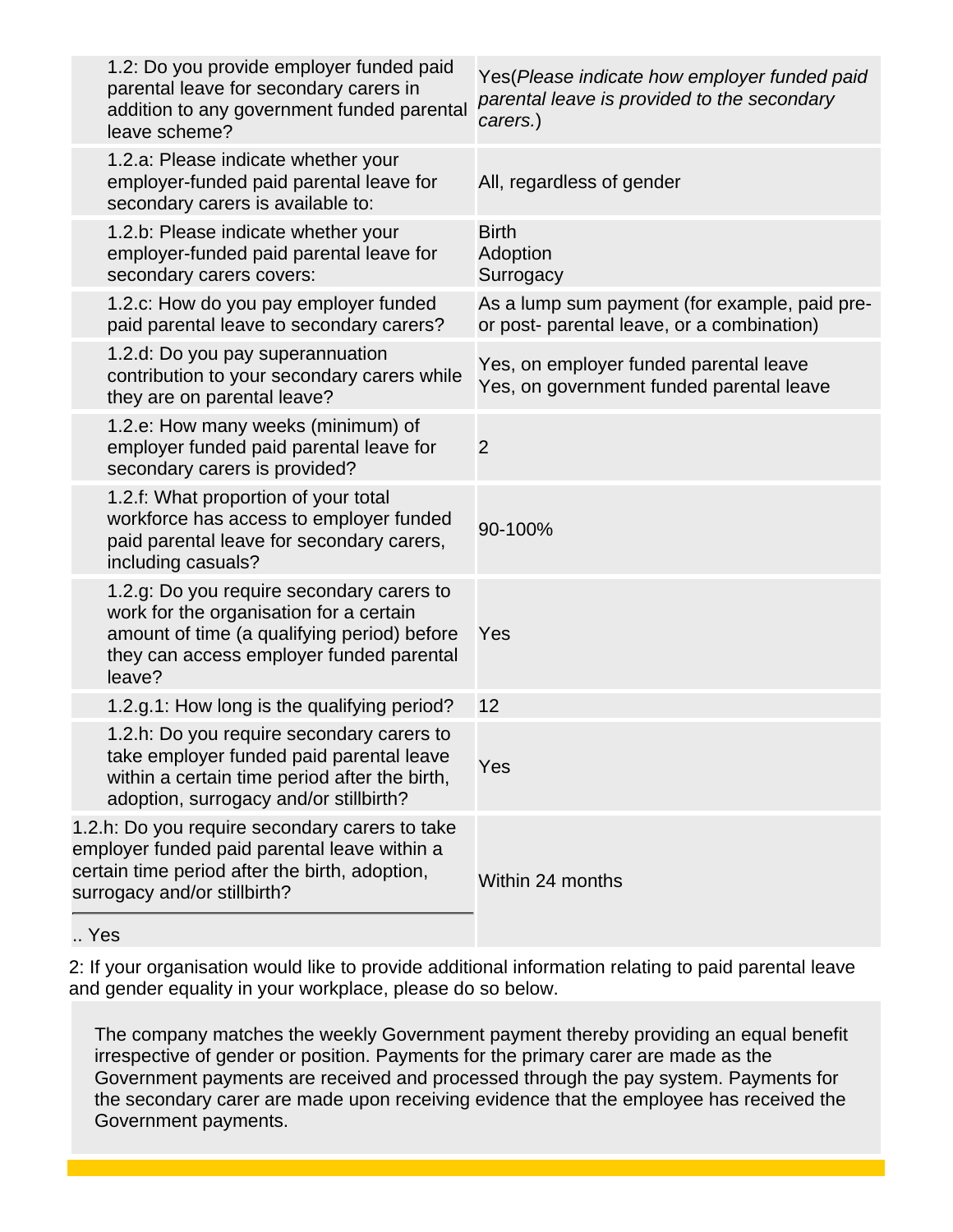| | |
|---|---|
| 1.2: Do you provide employer funded paid parental leave for secondary carers in addition to any government funded parental leave scheme? | Yes(*Please indicate how employer funded paid parental leave is provided to the secondary carers.*) |
| 1.2.a: Please indicate whether your employer-funded paid parental leave for secondary carers is available to: | All, regardless of gender |
| 1.2.b: Please indicate whether your employer-funded paid parental leave for secondary carers covers: | Birth<br>Adoption<br>Surrogacy |
| 1.2.c: How do you pay employer funded paid parental leave to secondary carers? | As a lump sum payment (for example, paid pre- or post- parental leave, or a combination) |
| 1.2.d: Do you pay superannuation contribution to your secondary carers while they are on parental leave? | Yes, on employer funded parental leave<br>Yes, on government funded parental leave |
| 1.2.e: How many weeks (minimum) of employer funded paid parental leave for secondary carers is provided? | 2 |
| 1.2.f: What proportion of your total workforce has access to employer funded paid parental leave for secondary carers, including casuals? | 90-100% |
| 1.2.g: Do you require secondary carers to work for the organisation for a certain amount of time (a qualifying period) before they can access employer funded parental leave? | Yes |
| 1.2.g.1: How long is the qualifying period? | 12 |
| 1.2.h: Do you require secondary carers to take employer funded paid parental leave within a certain time period after the birth, adoption, surrogacy and/or stillbirth? | Yes |
| 1.2.h: Do you require secondary carers to take employer funded paid parental leave within a certain time period after the birth, adoption, surrogacy and/or stillbirth?<br>.. Yes | Within 24 months |

2: If your organisation would like to provide additional information relating to paid parental leave and gender equality in your workplace, please do so below.

The company matches the weekly Government payment thereby providing an equal benefit irrespective of gender or position. Payments for the primary carer are made as the Government payments are received and processed through the pay system. Payments for the secondary carer are made upon receiving evidence that the employee has received the Government payments.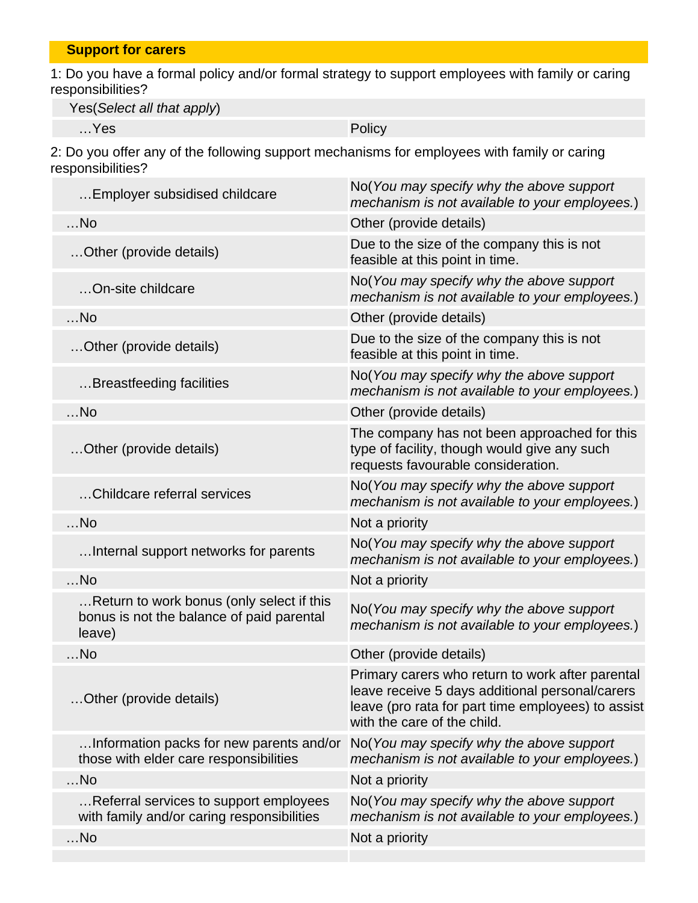## Support for carers

1: Do you have a formal policy and/or formal strategy to support employees with family or caring responsibilities?

| Yes(*Select all that apply*) | |
|---|---|
| …Yes | Policy |

2: Do you offer any of the following support mechanisms for employees with family or caring responsibilities?

| | |
|---|---|
| …Employer subsidised childcare | No(*You may specify why the above support mechanism is not available to your employees.*) |
| …No | Other (provide details) |
| …Other (provide details) | Due to the size of the company this is not feasible at this point in time. |
| …On-site childcare | No(*You may specify why the above support mechanism is not available to your employees.*) |
| …No | Other (provide details) |
| …Other (provide details) | Due to the size of the company this is not feasible at this point in time. |
| …Breastfeeding facilities | No(*You may specify why the above support mechanism is not available to your employees.*) |
| …No | Other (provide details) |
| …Other (provide details) | The company has not been approached for this type of facility, though would give any such requests favourable consideration. |
| …Childcare referral services | No(*You may specify why the above support mechanism is not available to your employees.*) |
| …No | Not a priority |
| …Internal support networks for parents | No(*You may specify why the above support mechanism is not available to your employees.*) |
| …No | Not a priority |
| …Return to work bonus (only select if this bonus is not the balance of paid parental leave) | No(*You may specify why the above support mechanism is not available to your employees.*) |
| …No | Other (provide details) |
| …Other (provide details) | Primary carers who return to work after parental leave receive 5 days additional personal/carers leave (pro rata for part time employees) to assist with the care of the child. |
| …Information packs for new parents and/or those with elder care responsibilities | No(*You may specify why the above support mechanism is not available to your employees.*) |
| …No | Not a priority |
| …Referral services to support employees with family and/or caring responsibilities | No(*You may specify why the above support mechanism is not available to your employees.*) |
| …No | Not a priority |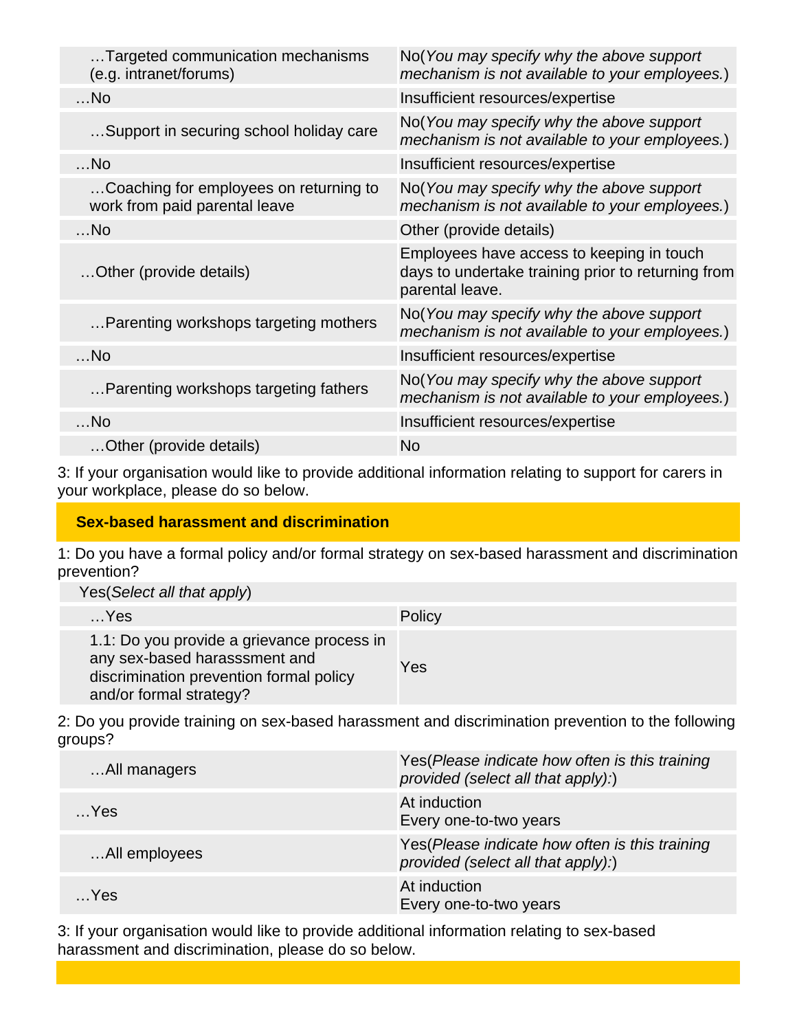| …Targeted communication mechanisms (e.g. intranet/forums) | No(*You may specify why the above support mechanism is not available to your employees.*) |
|---|---|
| …No | Insufficient resources/expertise |
| …Support in securing school holiday care | No(*You may specify why the above support mechanism is not available to your employees.*) |
| …No | Insufficient resources/expertise |
| …Coaching for employees on returning to work from paid parental leave | No(*You may specify why the above support mechanism is not available to your employees.*) |
| …No | Other (provide details) |
| …Other (provide details) | Employees have access to keeping in touch days to undertake training prior to returning from parental leave. |
| …Parenting workshops targeting mothers | No(*You may specify why the above support mechanism is not available to your employees.*) |
| …No | Insufficient resources/expertise |
| …Parenting workshops targeting fathers | No(*You may specify why the above support mechanism is not available to your employees.*) |
| …No | Insufficient resources/expertise |
| …Other (provide details) | No |

3: If your organisation would like to provide additional information relating to support for carers in your workplace, please do so below.

## Sex-based harassment and discrimination

1: Do you have a formal policy and/or formal strategy on sex-based harassment and discrimination prevention?

| Yes(*Select all that apply*) | |
|---|---|
| …Yes | Policy |
| 1.1: Do you provide a grievance process in any sex-based harasssment and discrimination prevention formal policy and/or formal strategy? | Yes |

2: Do you provide training on sex-based harassment and discrimination prevention to the following groups?

| …All managers | Yes(*Please indicate how often is this training provided (select all that apply):*) |
|---|---|
| …Yes | At induction<br>Every one-to-two years |
| …All employees | Yes(*Please indicate how often is this training provided (select all that apply):*) |
| …Yes | At induction<br>Every one-to-two years |

3: If your organisation would like to provide additional information relating to sex-based harassment and discrimination, please do so below.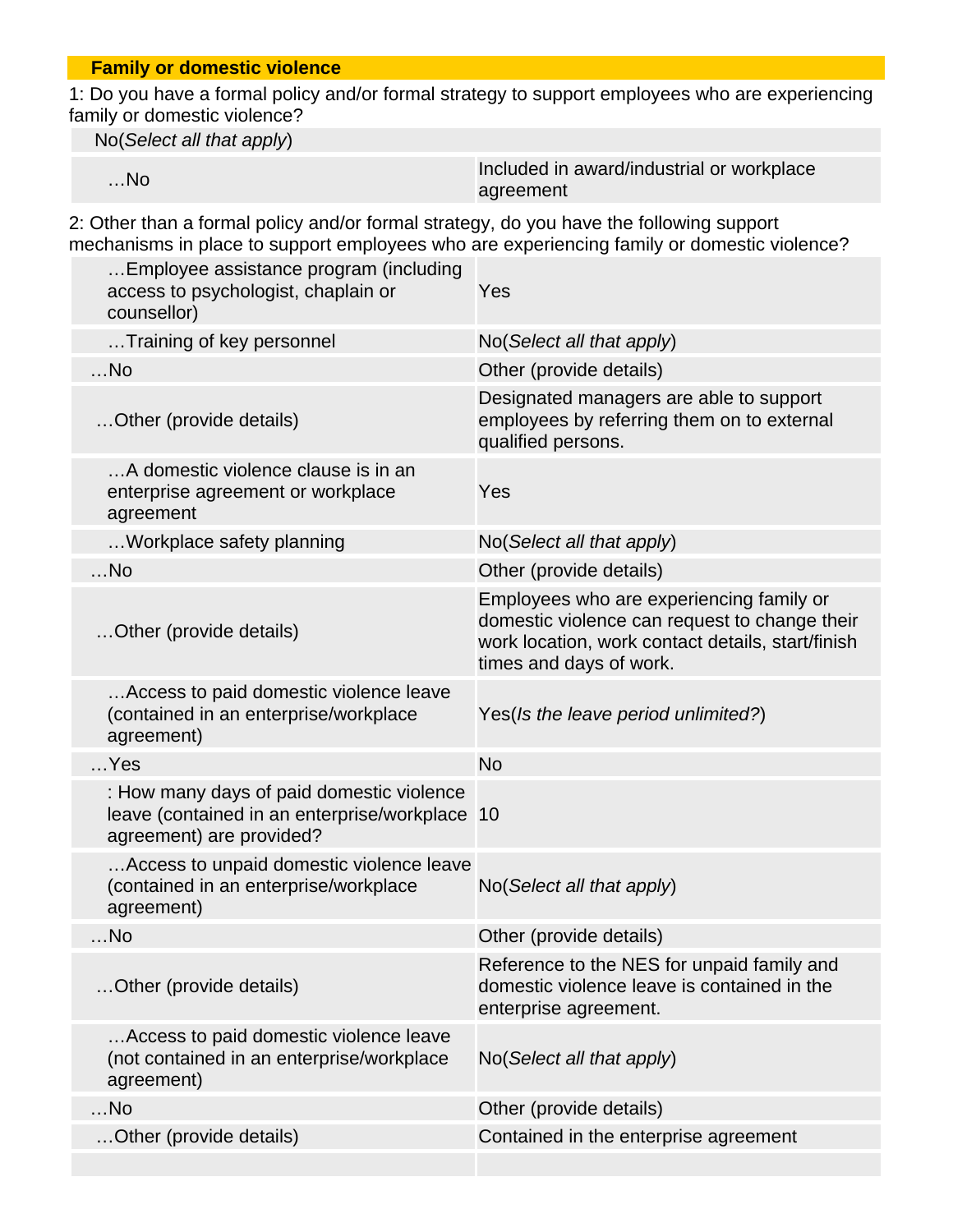## Family or domestic violence

1: Do you have a formal policy and/or formal strategy to support employees who are experiencing family or domestic violence?

| No(*Select all that apply*) | |
|---|---|
| …No | Included in award/industrial or workplace agreement |

2: Other than a formal policy and/or formal strategy, do you have the following support mechanisms in place to support employees who are experiencing family or domestic violence?

| | |
|---|---|
| …Employee assistance program (including access to psychologist, chaplain or counsellor) | Yes |
| …Training of key personnel | No(*Select all that apply*) |
| …No | Other (provide details) |
| …Other (provide details) | Designated managers are able to support employees by referring them on to external qualified persons. |
| …A domestic violence clause is in an enterprise agreement or workplace agreement | Yes |
| …Workplace safety planning | No(*Select all that apply*) |
| …No | Other (provide details) |
| …Other (provide details) | Employees who are experiencing family or domestic violence can request to change their work location, work contact details, start/finish times and days of work. |
| …Access to paid domestic violence leave (contained in an enterprise/workplace agreement) | Yes(*Is the leave period unlimited?*) |
| …Yes | No |
| : How many days of paid domestic violence leave (contained in an enterprise/workplace agreement) are provided? | 10 |
| …Access to unpaid domestic violence leave (contained in an enterprise/workplace agreement) | No(*Select all that apply*) |
| …No | Other (provide details) |
| …Other (provide details) | Reference to the NES for unpaid family and domestic violence leave is contained in the enterprise agreement. |
| …Access to paid domestic violence leave (not contained in an enterprise/workplace agreement) | No(*Select all that apply*) |
| …No | Other (provide details) |
| …Other (provide details) | Contained in the enterprise agreement |
| | |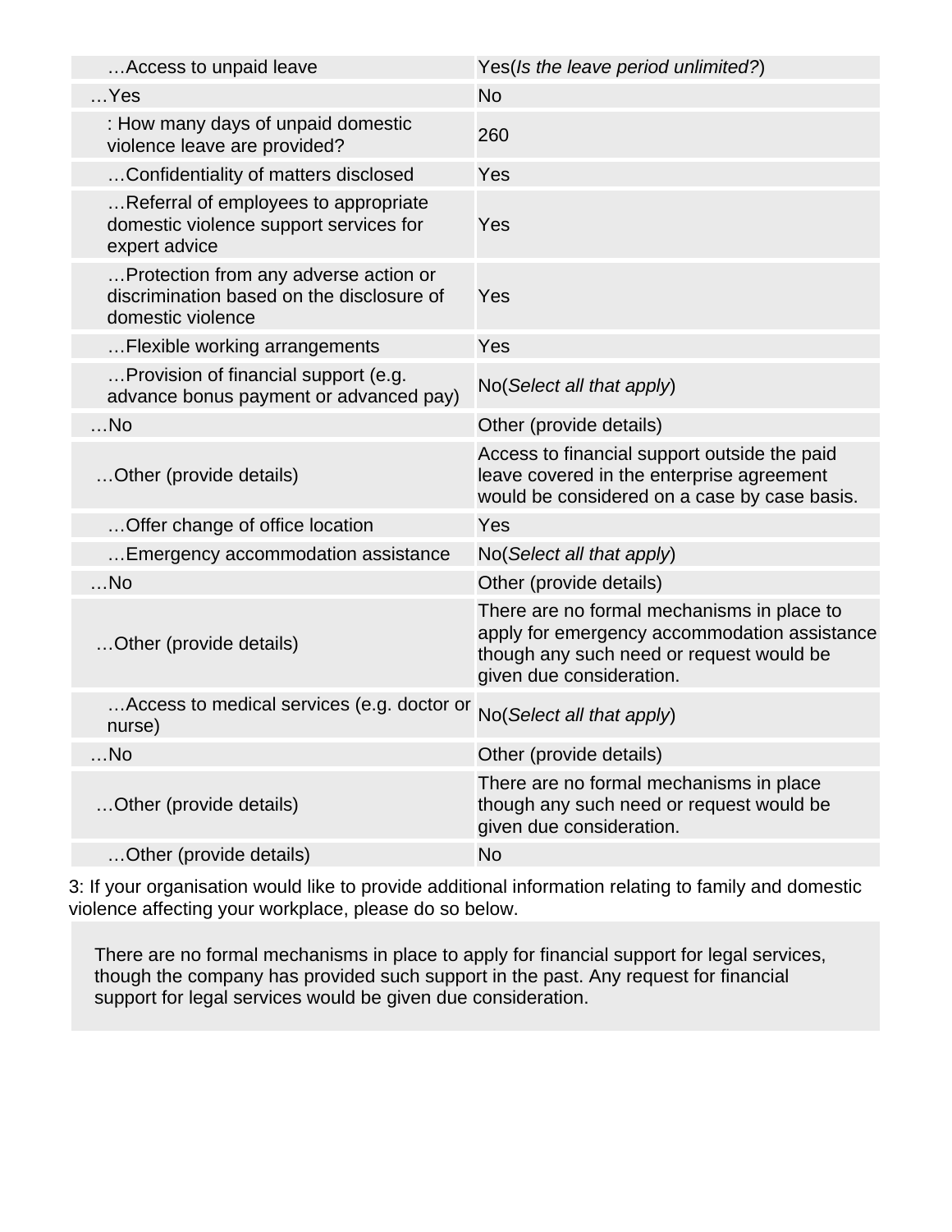| | |
|---|---|
| …Access to unpaid leave | Yes(*Is the leave period unlimited?*) |
| …Yes | No |
| : How many days of unpaid domestic violence leave are provided? | 260 |
| …Confidentiality of matters disclosed | Yes |
| …Referral of employees to appropriate domestic violence support services for expert advice | Yes |
| …Protection from any adverse action or discrimination based on the disclosure of domestic violence | Yes |
| …Flexible working arrangements | Yes |
| …Provision of financial support (e.g. advance bonus payment or advanced pay) | No(*Select all that apply*) |
| …No | Other (provide details) |
| …Other (provide details) | Access to financial support outside the paid leave covered in the enterprise agreement would be considered on a case by case basis. |
| …Offer change of office location | Yes |
| …Emergency accommodation assistance | No(*Select all that apply*) |
| …No | Other (provide details) |
| …Other (provide details) | There are no formal mechanisms in place to apply for emergency accommodation assistance though any such need or request would be given due consideration. |
| …Access to medical services (e.g. doctor or nurse) | No(*Select all that apply*) |
| …No | Other (provide details) |
| …Other (provide details) | There are no formal mechanisms in place though any such need or request would be given due consideration. |
| …Other (provide details) | No |

3: If your organisation would like to provide additional information relating to family and domestic violence affecting your workplace, please do so below.

There are no formal mechanisms in place to apply for financial support for legal services, though the company has provided such support in the past. Any request for financial support for legal services would be given due consideration.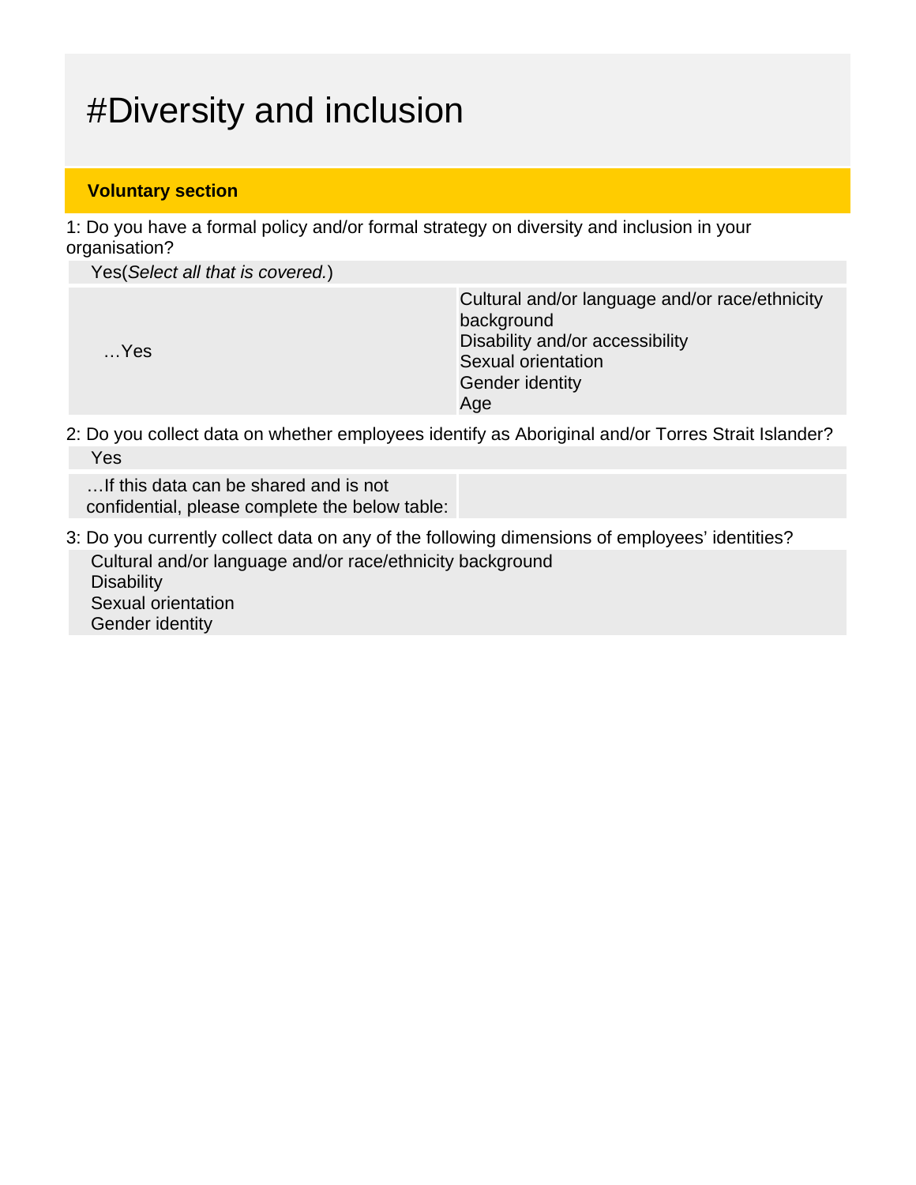# #Diversity and inclusion

**Voluntary section**

1: Do you have a formal policy and/or formal strategy on diversity and inclusion in your organisation?

Yes(*Select all that is covered.*)

| | |
|---|---|
| …Yes | Cultural and/or language and/or race/ethnicity background<br>Disability and/or accessibility<br>Sexual orientation<br>Gender identity<br>Age |

2: Do you collect data on whether employees identify as Aboriginal and/or Torres Strait Islander?

Yes

| | |
|---|---|
| …If this data can be shared and is not confidential, please complete the below table: | |

3: Do you currently collect data on any of the following dimensions of employees' identities?

Cultural and/or language and/or race/ethnicity background
Disability
Sexual orientation
Gender identity